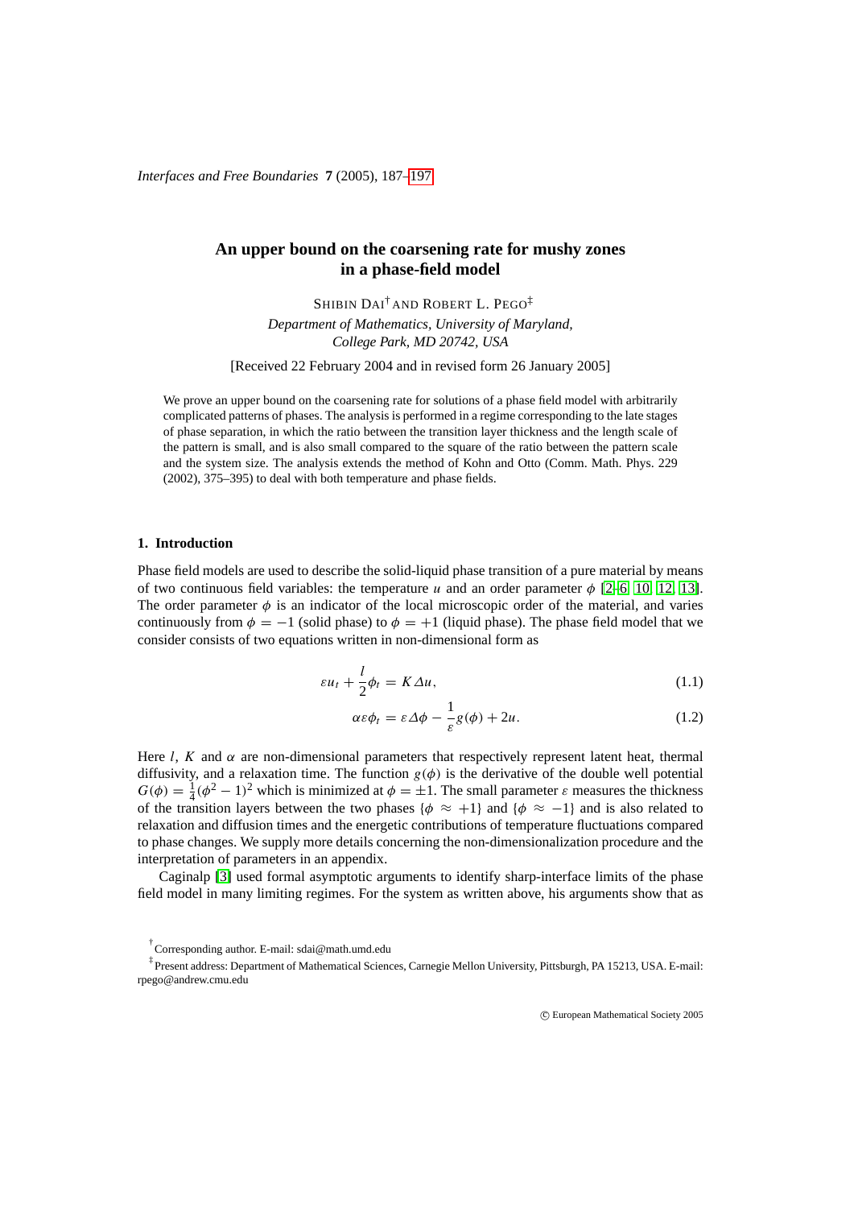*Interfaces and Free Boundaries* **7** (2005), 187–197

# An upper bound on the coarsening rate for mushy zones in a phase-field model

SHIBIN DAI[†] AND ROBERT L. PEGO[‡]

*Department of Mathematics, University of Maryland, College Park, MD 20742, USA*

[Received 22 February 2004 and in revised form 26 January 2005]

We prove an upper bound on the coarsening rate for solutions of a phase field model with arbitrarily complicated patterns of phases. The analysis is performed in a regime corresponding to the late stages of phase separation, in which the ratio between the transition layer thickness and the length scale of the pattern is small, and is also small compared to the square of the ratio between the pattern scale and the system size. The analysis extends the method of Kohn and Otto (Comm. Math. Phys. 229 (2002), 375–395) to deal with both temperature and phase fields.

## 1. Introduction

Phase field models are used to describe the solid-liquid phase transition of a pure material by means of two continuous field variables: the temperature $u$ and an order parameter $\phi$ [2–6, 10, 12, 13]. The order parameter $\phi$ is an indicator of the local microscopic order of the material, and varies continuously from $\phi = -1$ (solid phase) to $\phi = +1$ (liquid phase). The phase field model that we consider consists of two equations written in non-dimensional form as

$$\varepsilon u_t + \frac{l}{2}\phi_t = K\Delta u, \tag{1.1}$$

$$\alpha\varepsilon\phi_t = \varepsilon\Delta\phi - \frac{1}{\varepsilon}g(\phi) + 2u. \tag{1.2}$$

Here $l$, $K$ and $\alpha$ are non-dimensional parameters that respectively represent latent heat, thermal diffusivity, and a relaxation time. The function $g(\phi)$ is the derivative of the double well potential $G(\phi) = \frac{1}{4}(\phi^2 - 1)^2$ which is minimized at $\phi = \pm 1$. The small parameter $\varepsilon$ measures the thickness of the transition layers between the two phases $\{\phi \approx +1\}$ and $\{\phi \approx -1\}$ and is also related to relaxation and diffusion times and the energetic contributions of temperature fluctuations compared to phase changes. We supply more details concerning the non-dimensionalization procedure and the interpretation of parameters in an appendix.

Caginalp [3] used formal asymptotic arguments to identify sharp-interface limits of the phase field model in many limiting regimes. For the system as written above, his arguments show that as

[†] Corresponding author. E-mail: sdai@math.umd.edu

[‡] Present address: Department of Mathematical Sciences, Carnegie Mellon University, Pittsburgh, PA 15213, USA. E-mail: rpego@andrew.cmu.edu

© European Mathematical Society 2005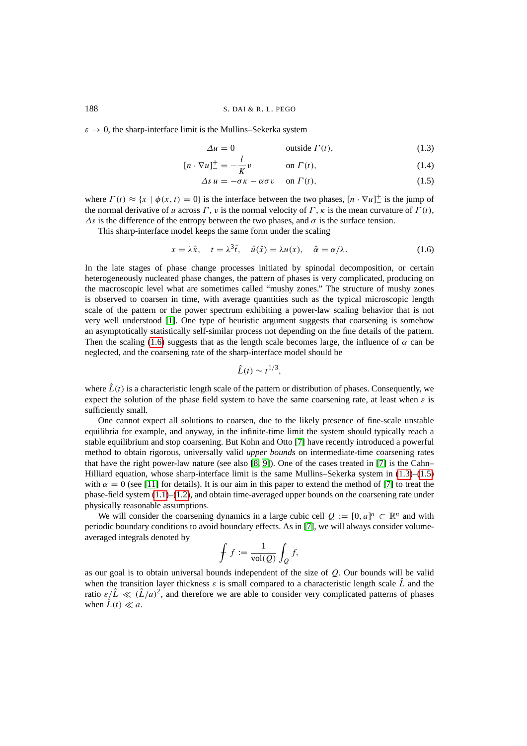$\varepsilon \to 0$, the sharp-interface limit is the Mullins–Sekerka system

$$\Delta u = 0 \qquad \text{outside } \Gamma(t), \tag{1.3}$$

$$[n \cdot \nabla u]_-^+ = -\frac{l}{K} v \qquad \text{on } \Gamma(t), \tag{1.4}$$

$$\Delta s\, u = -\sigma \kappa - \alpha \sigma v \qquad \text{on } \Gamma(t), \tag{1.5}$$

where $\Gamma(t) \approx \{x \mid \phi(x,t) = 0\}$ is the interface between the two phases, $[n \cdot \nabla u]_-^+$ is the jump of the normal derivative of $u$ across $\Gamma$, $v$ is the normal velocity of $\Gamma$, $\kappa$ is the mean curvature of $\Gamma(t)$, $\Delta s$ is the difference of the entropy between the two phases, and $\sigma$ is the surface tension.

This sharp-interface model keeps the same form under the scaling

$$x = \lambda \hat{x}, \quad t = \lambda^3 \hat{t}, \quad \hat{u}(\hat{x}) = \lambda u(x), \quad \hat{\alpha} = \alpha/\lambda. \tag{1.6}$$

In the late stages of phase change processes initiated by spinodal decomposition, or certain heterogeneously nucleated phase changes, the pattern of phases is very complicated, producing on the macroscopic level what are sometimes called "mushy zones." The structure of mushy zones is observed to coarsen in time, with average quantities such as the typical microscopic length scale of the pattern or the power spectrum exhibiting a power-law scaling behavior that is not very well understood [1]. One type of heuristic argument suggests that coarsening is somehow an asymptotically statistically self-similar process not depending on the fine details of the pattern. Then the scaling (1.6) suggests that as the length scale becomes large, the influence of $\alpha$ can be neglected, and the coarsening rate of the sharp-interface model should be

$$\hat{L}(t) \sim t^{1/3},$$

where $\hat{L}(t)$ is a characteristic length scale of the pattern or distribution of phases. Consequently, we expect the solution of the phase field system to have the same coarsening rate, at least when $\varepsilon$ is sufficiently small.

One cannot expect all solutions to coarsen, due to the likely presence of fine-scale unstable equilibria for example, and anyway, in the infinite-time limit the system should typically reach a stable equilibrium and stop coarsening. But Kohn and Otto [7] have recently introduced a powerful method to obtain rigorous, universally valid *upper bounds* on intermediate-time coarsening rates that have the right power-law nature (see also [8, 9]). One of the cases treated in [7] is the Cahn–Hilliard equation, whose sharp-interface limit is the same Mullins–Sekerka system in (1.3)–(1.5) with $\alpha = 0$ (see [11] for details). It is our aim in this paper to extend the method of [7] to treat the phase-field system (1.1)–(1.2), and obtain time-averaged upper bounds on the coarsening rate under physically reasonable assumptions.

We will consider the coarsening dynamics in a large cubic cell $Q := [0,a]^n \subset \mathbb{R}^n$ and with periodic boundary conditions to avoid boundary effects. As in [7], we will always consider volume-averaged integrals denoted by

$$\fint f := \frac{1}{\mathrm{vol}(Q)} \int_Q f,$$

as our goal is to obtain universal bounds independent of the size of $Q$. Our bounds will be valid when the transition layer thickness $\varepsilon$ is small compared to a characteristic length scale $\hat{L}$ and the ratio $\varepsilon/\hat{L} \ll (\hat{L}/a)^2$, and therefore we are able to consider very complicated patterns of phases when $\hat{L}(t) \ll a$.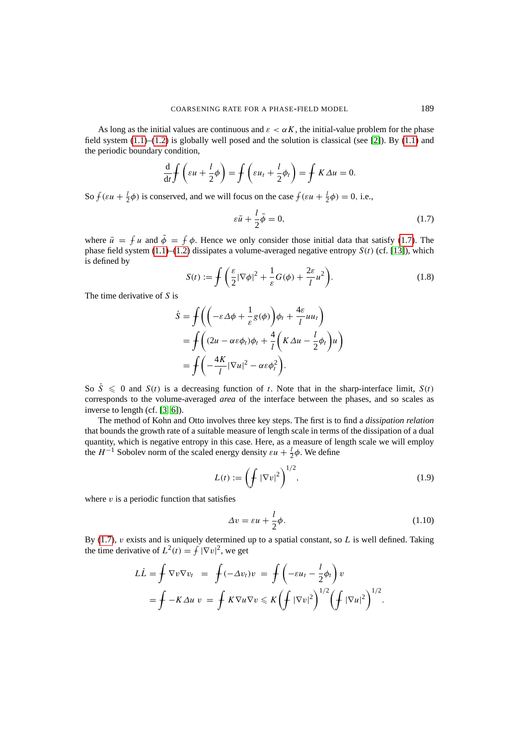As long as the initial values are continuous and $\varepsilon < \alpha K$, the initial-value problem for the phase field system (1.1)–(1.2) is globally well posed and the solution is classical (see [2]). By (1.1) and the periodic boundary condition,

$$\frac{\mathrm{d}}{\mathrm{d}t}⨍\left(\varepsilon u + \frac{l}{2}\phi\right) = ⨍\left(\varepsilon u_t + \frac{l}{2}\phi_t\right) = ⨍ K\Delta u = 0.$$

So $⨍(\varepsilon u + \frac{l}{2}\phi)$ is conserved, and we will focus on the case $⨍(\varepsilon u + \frac{l}{2}\phi) = 0$, i.e.,

$$\varepsilon\bar{u} + \frac{l}{2}\bar{\phi} = 0, \tag{1.7}$$

where $\bar{u} = ⨍ u$ and $\bar{\phi} = ⨍\phi$. Hence we only consider those initial data that satisfy (1.7). The phase field system (1.1)–(1.2) dissipates a volume-averaged negative entropy $S(t)$ (cf. [13]), which is defined by

$$S(t) := ⨍\left(\frac{\varepsilon}{2}|\nabla\phi|^2 + \frac{1}{\varepsilon}G(\phi) + \frac{2\varepsilon}{l}u^2\right). \tag{1.8}$$

The time derivative of $S$ is

$$\begin{aligned}
\dot{S} &= ⨍\left(\left(-\varepsilon\Delta\phi + \frac{1}{\varepsilon}g(\phi)\right)\phi_t + \frac{4\varepsilon}{l}uu_t\right)\\
&= ⨍\left((2u - \alpha\varepsilon\phi_t)\phi_t + \frac{4}{l}\left(K\Delta u - \frac{l}{2}\phi_t\right)u\right)\\
&= ⨍\left(-\frac{4K}{l}|\nabla u|^2 - \alpha\varepsilon\phi_t^2\right).
\end{aligned}$$

So $\dot{S} \leqslant 0$ and $S(t)$ is a decreasing function of $t$. Note that in the sharp-interface limit, $S(t)$ corresponds to the volume-averaged *area* of the interface between the phases, and so scales as inverse to length (cf. [3, 6]).

The method of Kohn and Otto involves three key steps. The first is to find a *dissipation relation* that bounds the growth rate of a suitable measure of length scale in terms of the dissipation of a dual quantity, which is negative entropy in this case. Here, as a measure of length scale we will employ the $H^{-1}$ Sobolev norm of the scaled energy density $\varepsilon u + \frac{l}{2}\phi$. We define

$$L(t) := \left(⨍|\nabla v|^2\right)^{1/2}, \tag{1.9}$$

where $v$ is a periodic function that satisfies

$$\Delta v = \varepsilon u + \frac{l}{2}\phi. \tag{1.10}$$

By (1.7), $v$ exists and is uniquely determined up to a spatial constant, so $L$ is well defined. Taking the time derivative of $L^2(t) = ⨍|\nabla v|^2$, we get

$$\begin{aligned}
L\dot{L} &= ⨍\nabla v\nabla v_t \;=\; ⨍(-\Delta v_t)v \;=\; ⨍\left(-\varepsilon u_t - \frac{l}{2}\phi_t\right)v\\
&= ⨍ -K\Delta u\; v \;=\; ⨍ K\nabla u\nabla v \leqslant K\left(⨍|\nabla v|^2\right)^{1/2}\left(⨍|\nabla u|^2\right)^{1/2}.
\end{aligned}$$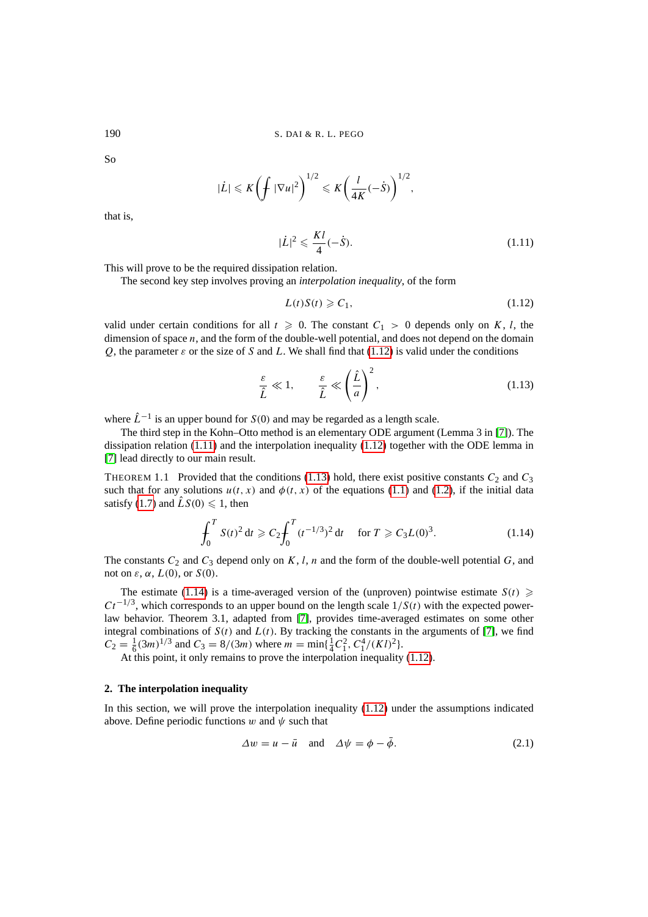So

$$|\dot{L}| \leqslant K\left(⨍ |\nabla u|^2\right)^{1/2} \leqslant K\left(\frac{l}{4K}(-\dot{S})\right)^{1/2},$$

that is,

$$|\dot{L}|^2 \leqslant \frac{Kl}{4}(-\dot{S}). \tag{1.11}$$

This will prove to be the required dissipation relation.

The second key step involves proving an *interpolation inequality*, of the form

$$L(t)S(t) \geqslant C_1, \tag{1.12}$$

valid under certain conditions for all $t \geqslant 0$. The constant $C_1 > 0$ depends only on $K$, $l$, the dimension of space $n$, and the form of the double-well potential, and does not depend on the domain $\Omega$, the parameter $\varepsilon$ or the size of $S$ and $L$. We shall find that (1.12) is valid under the conditions

$$\frac{\varepsilon}{\hat{L}} \ll 1, \qquad \frac{\varepsilon}{\hat{L}} \ll \left(\frac{\hat{L}}{a}\right)^2, \tag{1.13}$$

where $\hat{L}^{-1}$ is an upper bound for $S(0)$ and may be regarded as a length scale.

The third step in the Kohn–Otto method is an elementary ODE argument (Lemma 3 in [7]). The dissipation relation (1.11) and the interpolation inequality (1.12) together with the ODE lemma in [7] lead directly to our main result.

THEOREM 1.1 Provided that the conditions (1.13) hold, there exist positive constants $C_2$ and $C_3$ such that for any solutions $u(t, x)$ and $\phi(t, x)$ of the equations (1.1) and (1.2), if the initial data satisfy (1.7) and $\hat{L}S(0) \leqslant 1$, then

$$⨍_0^T S(t)^2\, \mathrm{d}t \geqslant C_2 ⨍_0^T (t^{-1/3})^2\, \mathrm{d}t \quad \text{ for } T \geqslant C_3 L(0)^3. \tag{1.14}$$

The constants $C_2$ and $C_3$ depend only on $K$, $l$, $n$ and the form of the double-well potential $G$, and not on $\varepsilon$, $\alpha$, $L(0)$, or $S(0)$.

The estimate (1.14) is a time-averaged version of the (unproven) pointwise estimate $S(t) \geqslant Ct^{-1/3}$, which corresponds to an upper bound on the length scale $1/S(t)$ with the expected power-law behavior. Theorem 3.1, adapted from [7], provides time-averaged estimates on some other integral combinations of $S(t)$ and $L(t)$. By tracking the constants in the arguments of [7], we find $C_2 = \frac{1}{6}(3m)^{1/3}$ and $C_3 = 8/(3m)$ where $m = \min\{\frac{1}{4}C_1^2, C_1^4/(Kl)^2\}$.

At this point, it only remains to prove the interpolation inequality (1.12).

## 2. The interpolation inequality

In this section, we will prove the interpolation inequality (1.12) under the assumptions indicated above. Define periodic functions $w$ and $\psi$ such that

$$\Delta w = u - \bar{u} \quad \text{ and } \quad \Delta\psi = \phi - \bar{\phi}. \tag{2.1}$$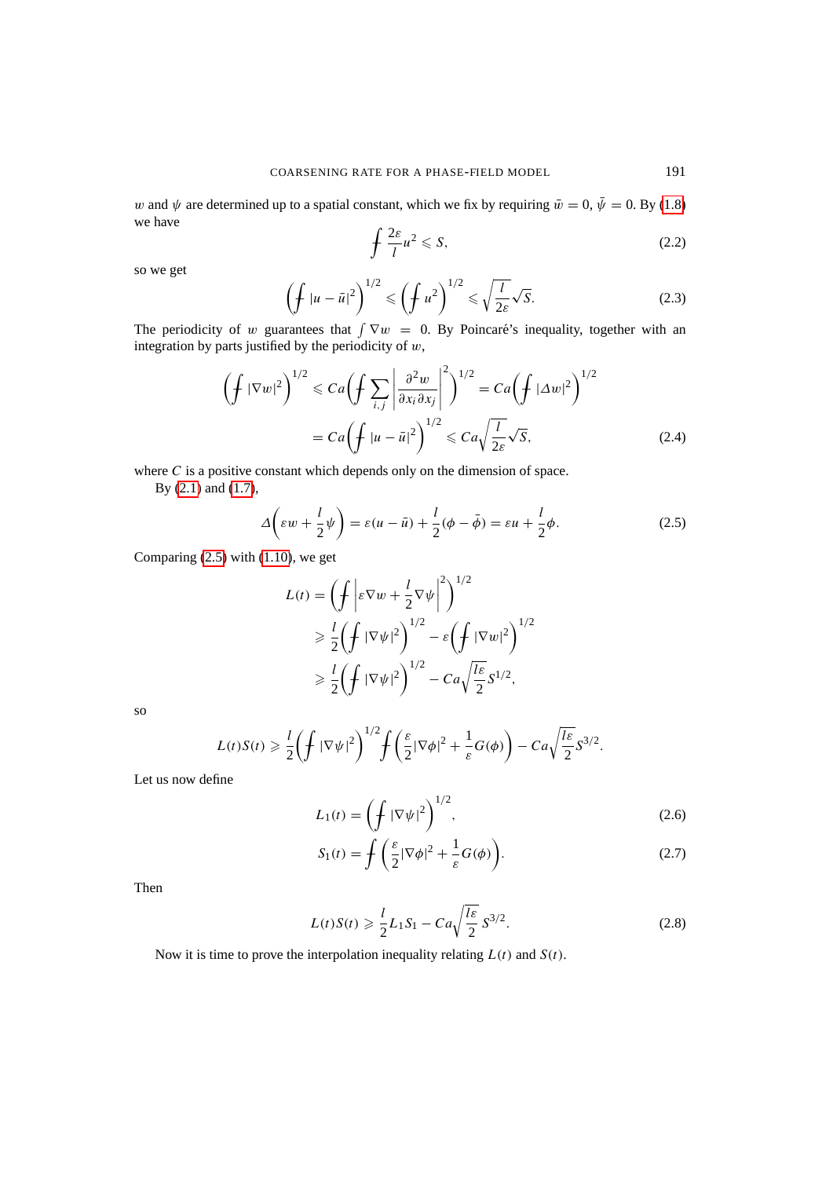$w$ and $\psi$ are determined up to a spatial constant, which we fix by requiring $\bar{w} = 0$, $\bar{\psi} = 0$. By (1.8) we have

$$\fint \frac{2\varepsilon}{l} u^2 \leqslant S, \tag{2.2}$$

so we get

$$\left( \fint |u - \bar{u}|^2 \right)^{1/2} \leqslant \left( \fint u^2 \right)^{1/2} \leqslant \sqrt{\frac{l}{2\varepsilon}} \sqrt{S}. \tag{2.3}$$

The periodicity of $w$ guarantees that $\int \nabla w = 0$. By Poincaré's inequality, together with an integration by parts justified by the periodicity of $w$,

$$\begin{aligned}
\left( \fint |\nabla w|^2 \right)^{1/2} &\leqslant Ca \left( \fint \sum_{i,j} \left| \frac{\partial^2 w}{\partial x_i \partial x_j} \right|^2 \right)^{1/2} = Ca \left( \fint |\Delta w|^2 \right)^{1/2} \\
&= Ca \left( \fint |u - \bar{u}|^2 \right)^{1/2} \leqslant Ca \sqrt{\frac{l}{2\varepsilon}} \sqrt{S},
\end{aligned} \tag{2.4}$$

where $C$ is a positive constant which depends only on the dimension of space.

By (2.1) and (1.7),

$$\Delta \left( \varepsilon w + \frac{l}{2} \psi \right) = \varepsilon (u - \bar{u}) + \frac{l}{2} (\phi - \bar{\phi}) = \varepsilon u + \frac{l}{2} \phi. \tag{2.5}$$

Comparing (2.5) with (1.10), we get

$$\begin{aligned}
L(t) &= \left( \fint \left| \varepsilon \nabla w + \frac{l}{2} \nabla \psi \right|^2 \right)^{1/2} \\
&\geqslant \frac{l}{2} \left( \fint |\nabla \psi|^2 \right)^{1/2} - \varepsilon \left( \fint |\nabla w|^2 \right)^{1/2} \\
&\geqslant \frac{l}{2} \left( \fint |\nabla \psi|^2 \right)^{1/2} - Ca \sqrt{\frac{l\varepsilon}{2}} S^{1/2},
\end{aligned}$$

so

$$L(t) S(t) \geqslant \frac{l}{2} \left( \fint |\nabla \psi|^2 \right)^{1/2} \fint \left( \frac{\varepsilon}{2} |\nabla \phi|^2 + \frac{1}{\varepsilon} G(\phi) \right) - Ca \sqrt{\frac{l\varepsilon}{2}} S^{3/2}.$$

Let us now define

$$L_1(t) = \left( \fint |\nabla \psi|^2 \right)^{1/2}, \tag{2.6}$$

$$S_1(t) = \fint \left( \frac{\varepsilon}{2} |\nabla \phi|^2 + \frac{1}{\varepsilon} G(\phi) \right). \tag{2.7}$$

Then

$$L(t) S(t) \geqslant \frac{l}{2} L_1 S_1 - Ca \sqrt{\frac{l\varepsilon}{2}} S^{3/2}. \tag{2.8}$$

Now it is time to prove the interpolation inequality relating $L(t)$ and $S(t)$.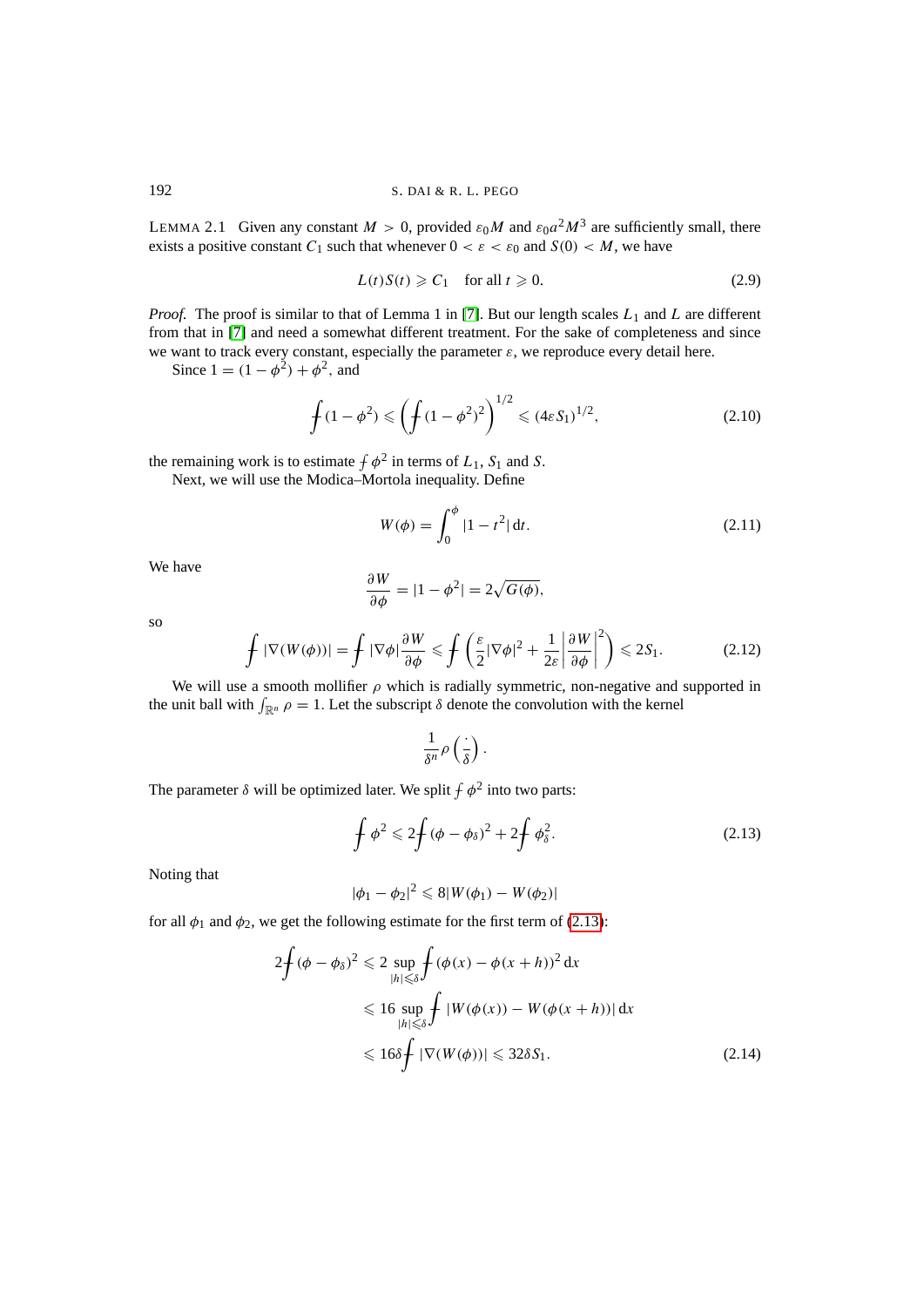LEMMA 2.1 Given any constant $M > 0$, provided $\varepsilon_0 M$ and $\varepsilon_0 a^2 M^3$ are sufficiently small, there exists a positive constant $C_1$ such that whenever $0 < \varepsilon < \varepsilon_0$ and $S(0) < M$, we have

$$L(t)S(t) \geqslant C_1 \quad \text{for all } t \geqslant 0. \tag{2.9}$$

*Proof.* The proof is similar to that of Lemma 1 in [7]. But our length scales $L_1$ and $L$ are different from that in [7] and need a somewhat different treatment. For the sake of completeness and since we want to track every constant, especially the parameter $\varepsilon$, we reproduce every detail here.

Since $1 = (1-\phi^2) + \phi^2$, and

$$⨍ (1-\phi^2) \leqslant \left( ⨍ (1-\phi^2)^2 \right)^{1/2} \leqslant (4\varepsilon S_1)^{1/2}, \tag{2.10}$$

the remaining work is to estimate $⨍ \phi^2$ in terms of $L_1$, $S_1$ and $S$.

Next, we will use the Modica–Mortola inequality. Define

$$W(\phi) = \int_0^{\phi} |1-t^2| \, \mathrm{d}t. \tag{2.11}$$

We have

$$\frac{\partial W}{\partial \phi} = |1-\phi^2| = 2\sqrt{G(\phi)},$$

so

$$⨍ |\nabla (W(\phi))| = ⨍ |\nabla \phi| \frac{\partial W}{\partial \phi} \leqslant ⨍ \left( \frac{\varepsilon}{2} |\nabla \phi|^2 + \frac{1}{2\varepsilon} \left| \frac{\partial W}{\partial \phi} \right|^2 \right) \leqslant 2S_1. \tag{2.12}$$

We will use a smooth mollifier $\rho$ which is radially symmetric, non-negative and supported in the unit ball with $\int_{\mathbb{R}^n} \rho = 1$. Let the subscript $\delta$ denote the convolution with the kernel

$$\frac{1}{\delta^n} \rho \left( \frac{\cdot}{\delta} \right).$$

The parameter $\delta$ will be optimized later. We split $⨍ \phi^2$ into two parts:

$$⨍ \phi^2 \leqslant 2 ⨍ (\phi - \phi_\delta)^2 + 2 ⨍ \phi_\delta^2. \tag{2.13}$$

Noting that

$$|\phi_1 - \phi_2|^2 \leqslant 8 |W(\phi_1) - W(\phi_2)|$$

for all $\phi_1$ and $\phi_2$, we get the following estimate for the first term of (2.13):

$$\begin{aligned} 2 ⨍ (\phi - \phi_\delta)^2 &\leqslant 2 \sup_{|h| \leqslant \delta} ⨍ (\phi(x) - \phi(x+h))^2 \, \mathrm{d}x \\ &\leqslant 16 \sup_{|h| \leqslant \delta} ⨍ |W(\phi(x)) - W(\phi(x+h))| \, \mathrm{d}x \\ &\leqslant 16\delta ⨍ |\nabla (W(\phi))| \leqslant 32\delta S_1. \end{aligned} \tag{2.14}$$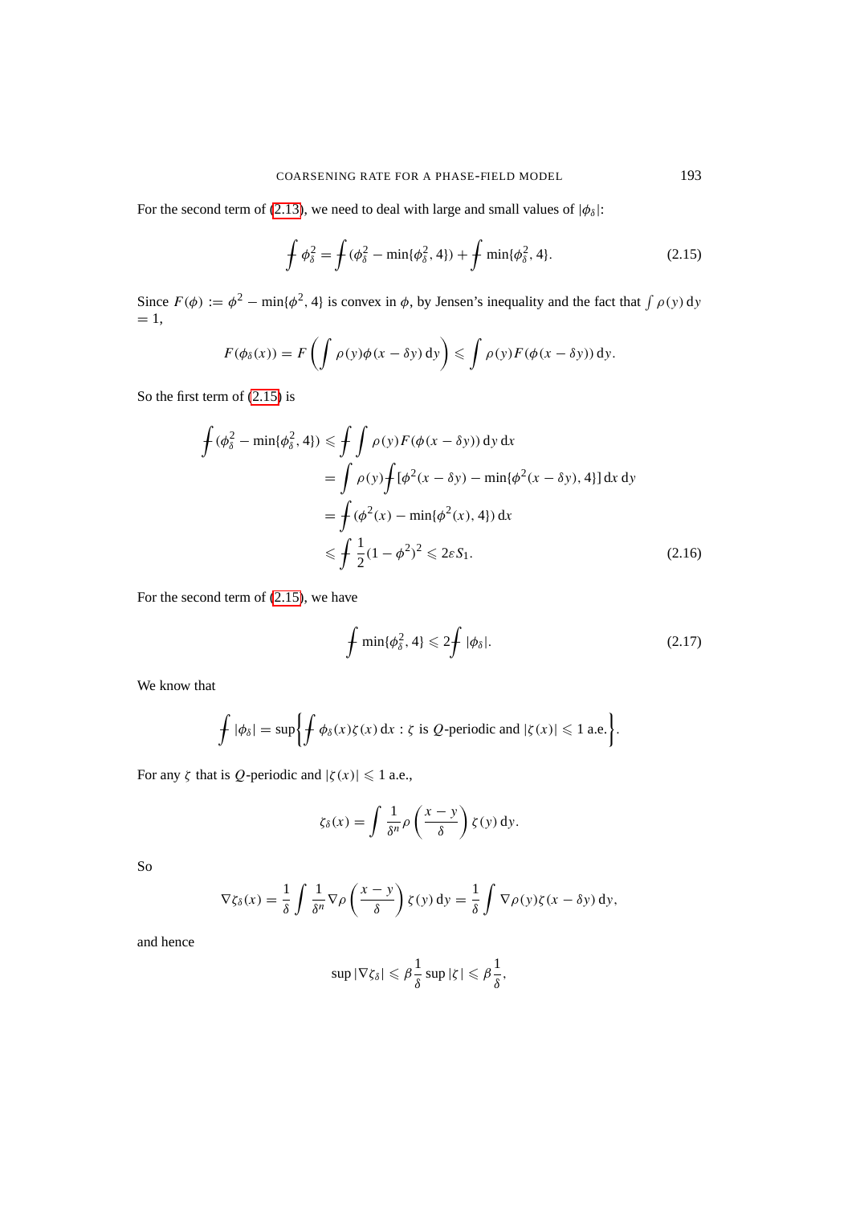For the second term of (2.13), we need to deal with large and small values of $|\phi_\delta|$:

$$\fint \phi_\delta^2 = \fint (\phi_\delta^2 - \min\{\phi_\delta^2, 4\}) + \fint \min\{\phi_\delta^2, 4\}. \tag{2.15}$$

Since $F(\phi) := \phi^2 - \min\{\phi^2, 4\}$ is convex in $\phi$, by Jensen's inequality and the fact that $\int \rho(y)\,\mathrm{d}y = 1$,

$$F(\phi_\delta(x)) = F\left(\int \rho(y)\phi(x - \delta y)\,\mathrm{d}y\right) \leqslant \int \rho(y) F(\phi(x - \delta y))\,\mathrm{d}y.$$

So the first term of (2.15) is

$$\begin{aligned}
\fint (\phi_\delta^2 - \min\{\phi_\delta^2, 4\}) &\leqslant \fint \int \rho(y) F(\phi(x - \delta y))\,\mathrm{d}y\,\mathrm{d}x \\
&= \int \rho(y) \fint [\phi^2(x - \delta y) - \min\{\phi^2(x - \delta y), 4\}]\,\mathrm{d}x\,\mathrm{d}y \\
&= \fint (\phi^2(x) - \min\{\phi^2(x), 4\})\,\mathrm{d}x \\
&\leqslant \fint \frac{1}{2}(1 - \phi^2)^2 \leqslant 2\varepsilon S_1.
\end{aligned} \tag{2.16}$$

For the second term of (2.15), we have

$$\fint \min\{\phi_\delta^2, 4\} \leqslant 2 \fint |\phi_\delta|. \tag{2.17}$$

We know that

$$\fint |\phi_\delta| = \sup\left\{\fint \phi_\delta(x)\zeta(x)\,\mathrm{d}x : \zeta \text{ is } Q\text{-periodic and } |\zeta(x)| \leqslant 1 \text{ a.e.}\right\}.$$

For any $\zeta$ that is $Q$-periodic and $|\zeta(x)| \leqslant 1$ a.e.,

$$\zeta_\delta(x) = \int \frac{1}{\delta^n} \rho\left(\frac{x - y}{\delta}\right) \zeta(y)\,\mathrm{d}y.$$

So

$$\nabla \zeta_\delta(x) = \frac{1}{\delta} \int \frac{1}{\delta^n} \nabla \rho\left(\frac{x - y}{\delta}\right) \zeta(y)\,\mathrm{d}y = \frac{1}{\delta} \int \nabla \rho(y) \zeta(x - \delta y)\,\mathrm{d}y,$$

and hence

$$\sup |\nabla \zeta_\delta| \leqslant \beta \frac{1}{\delta} \sup |\zeta| \leqslant \beta \frac{1}{\delta},$$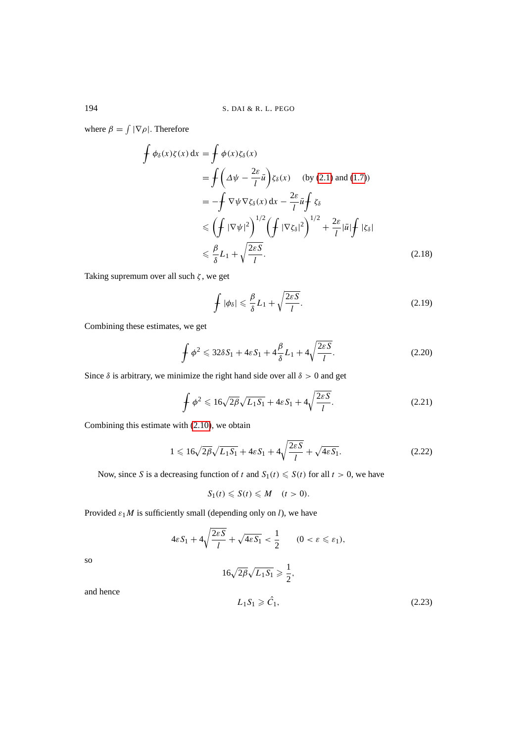where $\beta = \int |\nabla \rho|$. Therefore

$$
\begin{aligned}
\fint \phi_\delta(x)\zeta(x)\,\mathrm{d}x &= \fint \phi(x)\zeta_\delta(x) \\
&= \fint \left(\Delta\psi - \frac{2\varepsilon}{l}\bar{u}\right)\zeta_\delta(x) \quad \text{(by (2.1) and (1.7))} \\
&= -\fint \nabla\psi\nabla\zeta_\delta(x)\,\mathrm{d}x - \frac{2\varepsilon}{l}\bar{u}\fint \zeta_\delta \\
&\leqslant \left(\fint |\nabla\psi|^2\right)^{1/2}\left(\fint |\nabla\zeta_\delta|^2\right)^{1/2} + \frac{2\varepsilon}{l}|\bar{u}|\fint |\zeta_\delta| \\
&\leqslant \frac{\beta}{\delta}L_1 + \sqrt{\frac{2\varepsilon S}{l}}.
\end{aligned} \tag{2.18}
$$

Taking supremum over all such $\zeta$, we get

$$
\fint |\phi_\delta| \leqslant \frac{\beta}{\delta}L_1 + \sqrt{\frac{2\varepsilon S}{l}}. \tag{2.19}
$$

Combining these estimates, we get

$$
\fint \phi^2 \leqslant 32\delta S_1 + 4\varepsilon S_1 + 4\frac{\beta}{\delta}L_1 + 4\sqrt{\frac{2\varepsilon S}{l}}. \tag{2.20}
$$

Since $\delta$ is arbitrary, we minimize the right hand side over all $\delta > 0$ and get

$$
\fint \phi^2 \leqslant 16\sqrt{2\beta}\sqrt{L_1 S_1} + 4\varepsilon S_1 + 4\sqrt{\frac{2\varepsilon S}{l}}. \tag{2.21}
$$

Combining this estimate with (2.10), we obtain

$$
1 \leqslant 16\sqrt{2\beta}\sqrt{L_1 S_1} + 4\varepsilon S_1 + 4\sqrt{\frac{2\varepsilon S}{l}} + \sqrt{4\varepsilon S_1}. \tag{2.22}
$$

Now, since $S$ is a decreasing function of $t$ and $S_1(t) \leqslant S(t)$ for all $t > 0$, we have

$$
S_1(t) \leqslant S(t) \leqslant M \quad (t > 0).
$$

Provided $\varepsilon_1 M$ is sufficiently small (depending only on $l$), we have

$$
4\varepsilon S_1 + 4\sqrt{\frac{2\varepsilon S}{l}} + \sqrt{4\varepsilon S_1} < \frac{1}{2} \qquad (0 < \varepsilon \leqslant \varepsilon_1),
$$

so

$$
16\sqrt{2\beta}\sqrt{L_1 S_1} \geqslant \frac{1}{2},
$$

and hence

$$
L_1 S_1 \geqslant \hat{C}_1, \tag{2.23}
$$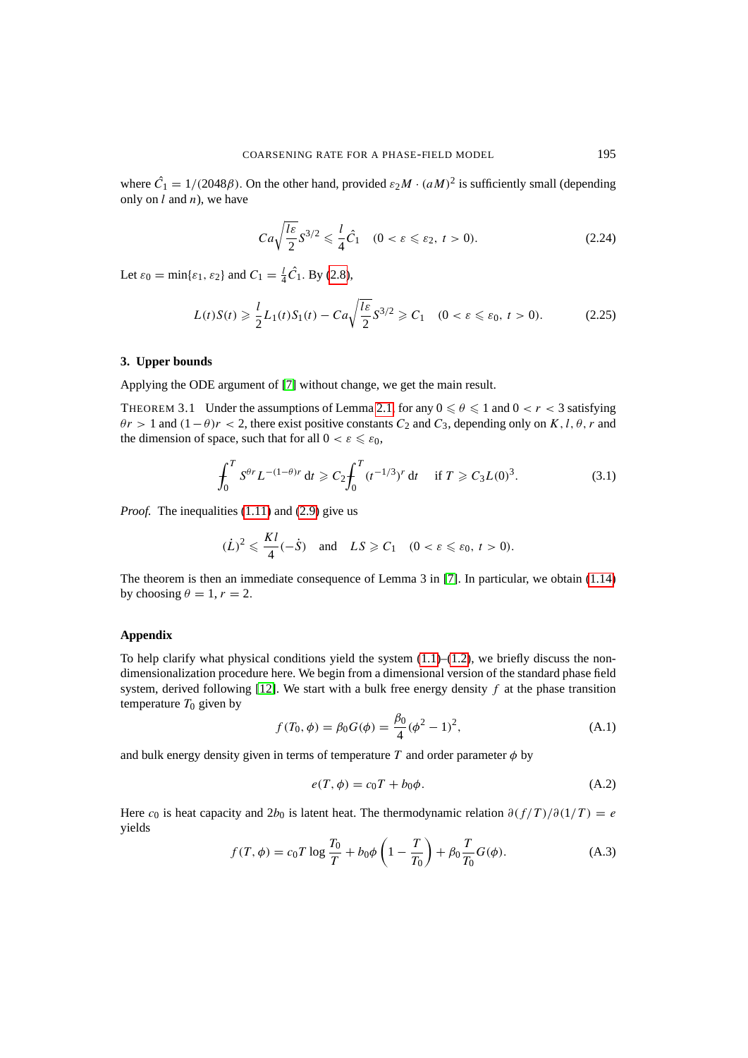where $\hat{C}_1 = 1/(2048\beta)$. On the other hand, provided $\varepsilon_2 M \cdot (aM)^2$ is sufficiently small (depending only on $l$ and $n$), we have

$$Ca\sqrt{\frac{l\varepsilon}{2}}S^{3/2} \leqslant \frac{l}{4}\hat{C}_1 \quad (0 < \varepsilon \leqslant \varepsilon_2,\ t > 0). \tag{2.24}$$

Let $\varepsilon_0 = \min\{\varepsilon_1, \varepsilon_2\}$ and $C_1 = \frac{l}{4}\hat{C}_1$. By (2.8),

$$L(t)S(t) \geqslant \frac{l}{2}L_1(t)S_1(t) - Ca\sqrt{\frac{l\varepsilon}{2}}S^{3/2} \geqslant C_1 \quad (0 < \varepsilon \leqslant \varepsilon_0,\ t > 0). \tag{2.25}$$

## 3. Upper bounds

Applying the ODE argument of [7] without change, we get the main result.

THEOREM 3.1 Under the assumptions of Lemma 2.1, for any $0 \leqslant \theta \leqslant 1$ and $0 < r < 3$ satisfying $\theta r > 1$ and $(1-\theta)r < 2$, there exist positive constants $C_2$ and $C_3$, depending only on $K$, $l$, $\theta$, $r$ and the dimension of space, such that for all $0 < \varepsilon \leqslant \varepsilon_0$,

$$\int_0^T S^{\theta r} L^{-(1-\theta)r}\,\mathrm{d}t \geqslant C_2 \int_0^T (t^{-1/3})^r\,\mathrm{d}t \quad \text{ if } T \geqslant C_3 L(0)^3. \tag{3.1}$$

*Proof.* The inequalities (1.11) and (2.9) give us

$$(\dot{L})^2 \leqslant \frac{Kl}{4}(-\dot{S}) \quad \text{and} \quad LS \geqslant C_1 \quad (0 < \varepsilon \leqslant \varepsilon_0,\ t > 0).$$

The theorem is then an immediate consequence of Lemma 3 in [7]. In particular, we obtain (1.14) by choosing $\theta = 1$, $r = 2$.

## Appendix

To help clarify what physical conditions yield the system (1.1)–(1.2), we briefly discuss the non-dimensionalization procedure here. We begin from a dimensional version of the standard phase field system, derived following [12]. We start with a bulk free energy density $f$ at the phase transition temperature $T_0$ given by

$$f(T_0, \phi) = \beta_0 G(\phi) = \frac{\beta_0}{4}(\phi^2 - 1)^2, \tag{A.1}$$

and bulk energy density given in terms of temperature $T$ and order parameter $\phi$ by

$$e(T, \phi) = c_0 T + b_0 \phi. \tag{A.2}$$

Here $c_0$ is heat capacity and $2b_0$ is latent heat. The thermodynamic relation $\partial(f/T)/\partial(1/T) = e$ yields

$$f(T, \phi) = c_0 T \log\frac{T_0}{T} + b_0\phi\left(1 - \frac{T}{T_0}\right) + \beta_0 \frac{T}{T_0} G(\phi). \tag{A.3}$$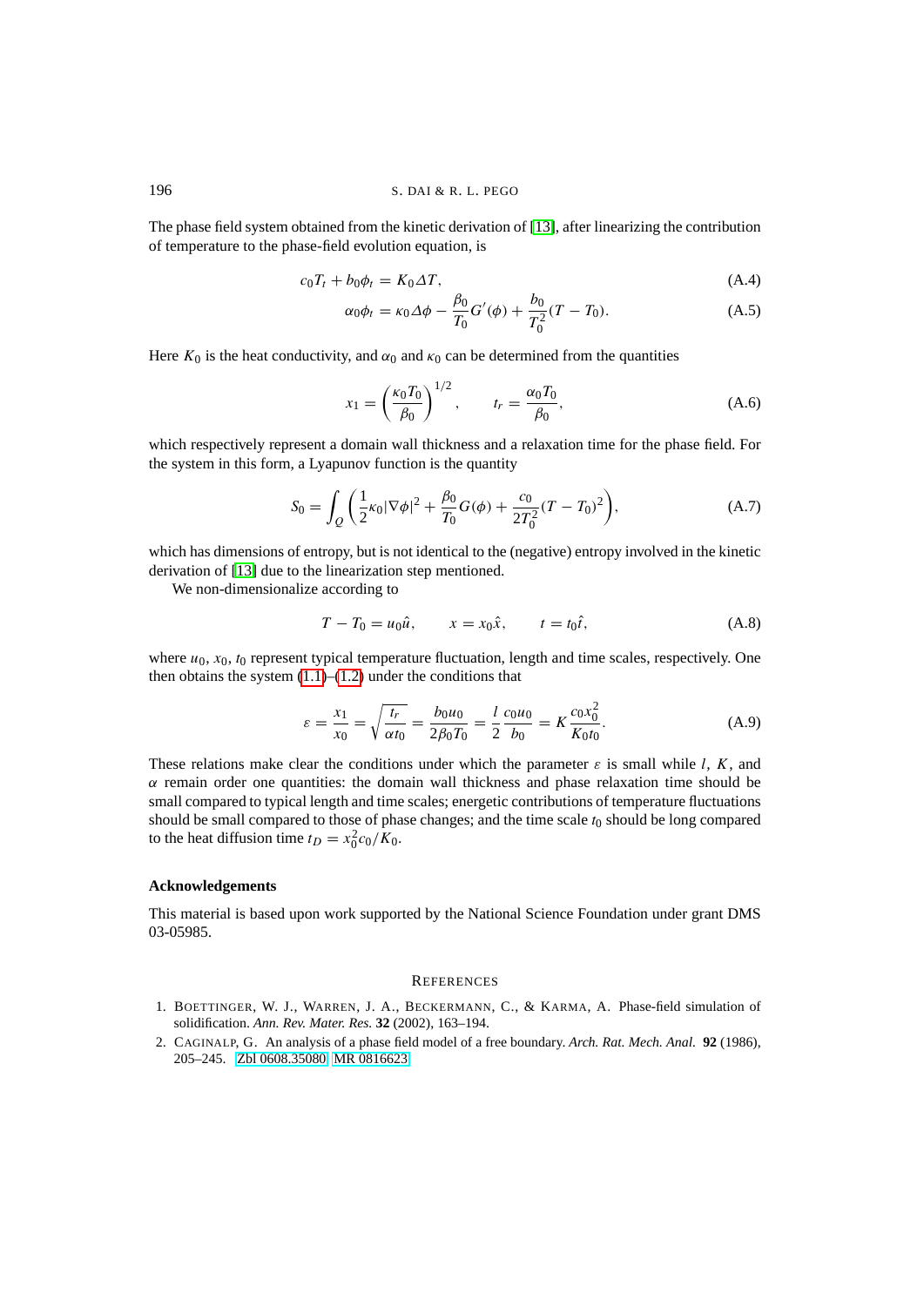The phase field system obtained from the kinetic derivation of [13], after linearizing the contribution of temperature to the phase-field evolution equation, is

$$c_0 T_t + b_0 \phi_t = K_0 \Delta T, \tag{A.4}$$

$$\alpha_0 \phi_t = \kappa_0 \Delta \phi - \frac{\beta_0}{T_0} G'(\phi) + \frac{b_0}{T_0^2}(T - T_0). \tag{A.5}$$

Here $K_0$ is the heat conductivity, and $\alpha_0$ and $\kappa_0$ can be determined from the quantities

$$x_1 = \left(\frac{\kappa_0 T_0}{\beta_0}\right)^{1/2}, \qquad t_r = \frac{\alpha_0 T_0}{\beta_0}, \tag{A.6}$$

which respectively represent a domain wall thickness and a relaxation time for the phase field. For the system in this form, a Lyapunov function is the quantity

$$S_0 = \int_{\Omega} \left( \frac{1}{2}\kappa_0 |\nabla \phi|^2 + \frac{\beta_0}{T_0} G(\phi) + \frac{c_0}{2T_0^2}(T - T_0)^2 \right), \tag{A.7}$$

which has dimensions of entropy, but is not identical to the (negative) entropy involved in the kinetic derivation of [13] due to the linearization step mentioned.

We non-dimensionalize according to

$$T - T_0 = u_0 \hat{u}, \qquad x = x_0 \hat{x}, \qquad t = t_0 \hat{t}, \tag{A.8}$$

where $u_0$, $x_0$, $t_0$ represent typical temperature fluctuation, length and time scales, respectively. One then obtains the system (1.1)–(1.2) under the conditions that

$$\varepsilon = \frac{x_1}{x_0} = \sqrt{\frac{t_r}{\alpha t_0}} = \frac{b_0 u_0}{2\beta_0 T_0} = \frac{l}{2}\frac{c_0 u_0}{b_0} = K\frac{c_0 x_0^2}{K_0 t_0}. \tag{A.9}$$

These relations make clear the conditions under which the parameter $\varepsilon$ is small while $l$, $K$, and $\alpha$ remain order one quantities: the domain wall thickness and phase relaxation time should be small compared to typical length and time scales; energetic contributions of temperature fluctuations should be small compared to those of phase changes; and the time scale $t_0$ should be long compared to the heat diffusion time $t_D = x_0^2 c_0 / K_0$.

### Acknowledgements

This material is based upon work supported by the National Science Foundation under grant DMS 03-05985.

## References

1. Boettinger, W. J., Warren, J. A., Beckermann, C., & Karma, A. Phase-field simulation of solidification. *Ann. Rev. Mater. Res.* **32** (2002), 163–194.
2. Caginalp, G. An analysis of a phase field model of a free boundary. *Arch. Rat. Mech. Anal.* **92** (1986), 205–245. Zbl 0608.35080 MR 0816623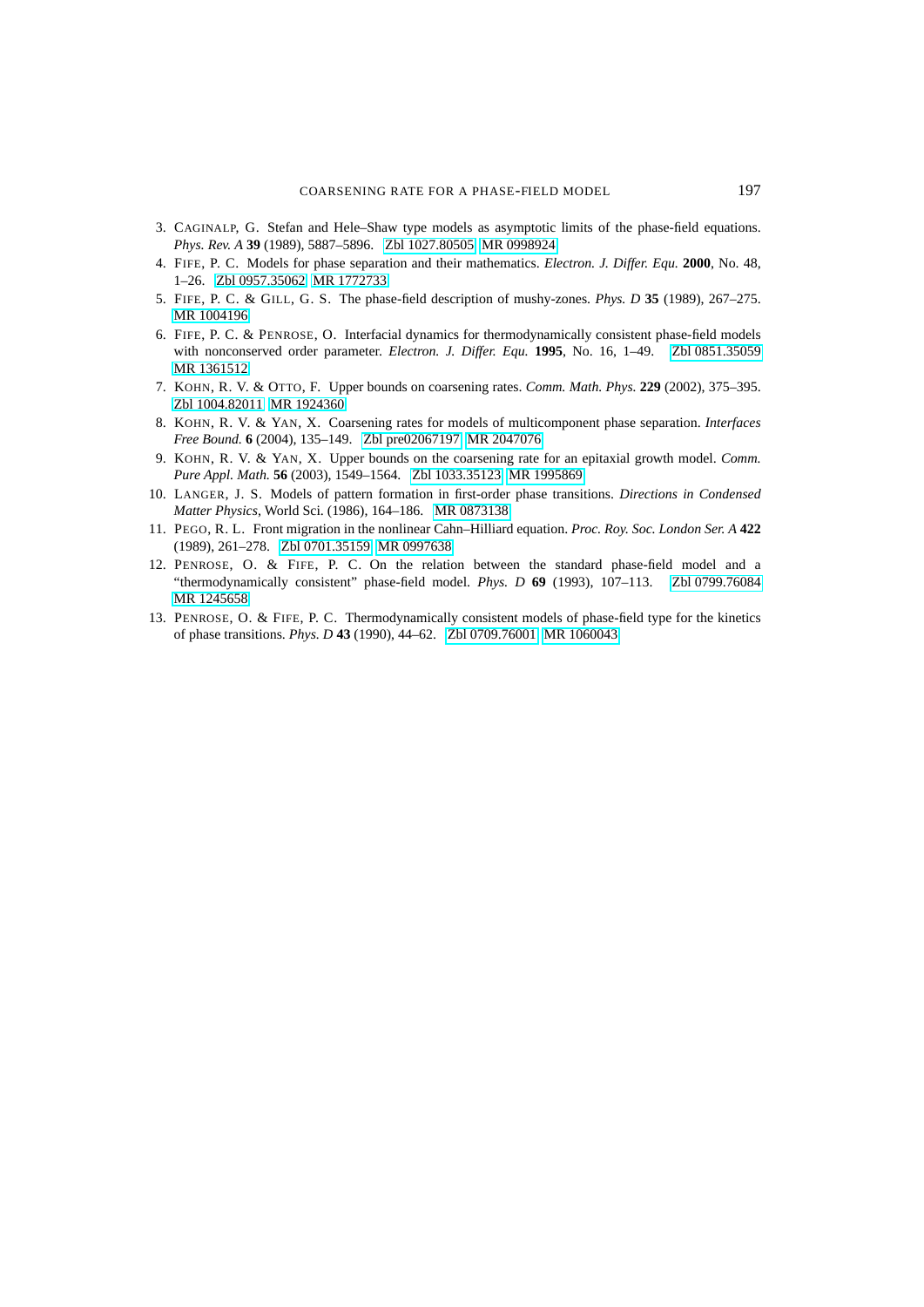3. CAGINALP, G. Stefan and Hele–Shaw type models as asymptotic limits of the phase-field equations. *Phys. Rev. A* **39** (1989), 5887–5896. Zbl 1027.80505 MR 0998924
4. FIFE, P. C. Models for phase separation and their mathematics. *Electron. J. Differ. Equ.* **2000**, No. 48, 1–26. Zbl 0957.35062 MR 1772733
5. FIFE, P. C. & GILL, G. S. The phase-field description of mushy-zones. *Phys. D* **35** (1989), 267–275. MR 1004196
6. FIFE, P. C. & PENROSE, O. Interfacial dynamics for thermodynamically consistent phase-field models with nonconserved order parameter. *Electron. J. Differ. Equ.* **1995**, No. 16, 1–49. Zbl 0851.35059 MR 1361512
7. KOHN, R. V. & OTTO, F. Upper bounds on coarsening rates. *Comm. Math. Phys.* **229** (2002), 375–395. Zbl 1004.82011 MR 1924360
8. KOHN, R. V. & YAN, X. Coarsening rates for models of multicomponent phase separation. *Interfaces Free Bound.* **6** (2004), 135–149. Zbl pre02067197 MR 2047076
9. KOHN, R. V. & YAN, X. Upper bounds on the coarsening rate for an epitaxial growth model. *Comm. Pure Appl. Math.* **56** (2003), 1549–1564. Zbl 1033.35123 MR 1995869
10. LANGER, J. S. Models of pattern formation in first-order phase transitions. *Directions in Condensed Matter Physics*, World Sci. (1986), 164–186. MR 0873138
11. PEGO, R. L. Front migration in the nonlinear Cahn–Hilliard equation. *Proc. Roy. Soc. London Ser. A* **422** (1989), 261–278. Zbl 0701.35159 MR 0997638
12. PENROSE, O. & FIFE, P. C. On the relation between the standard phase-field model and a "thermodynamically consistent" phase-field model. *Phys. D* **69** (1993), 107–113. Zbl 0799.76084 MR 1245658
13. PENROSE, O. & FIFE, P. C. Thermodynamically consistent models of phase-field type for the kinetics of phase transitions. *Phys. D* **43** (1990), 44–62. Zbl 0709.76001 MR 1060043